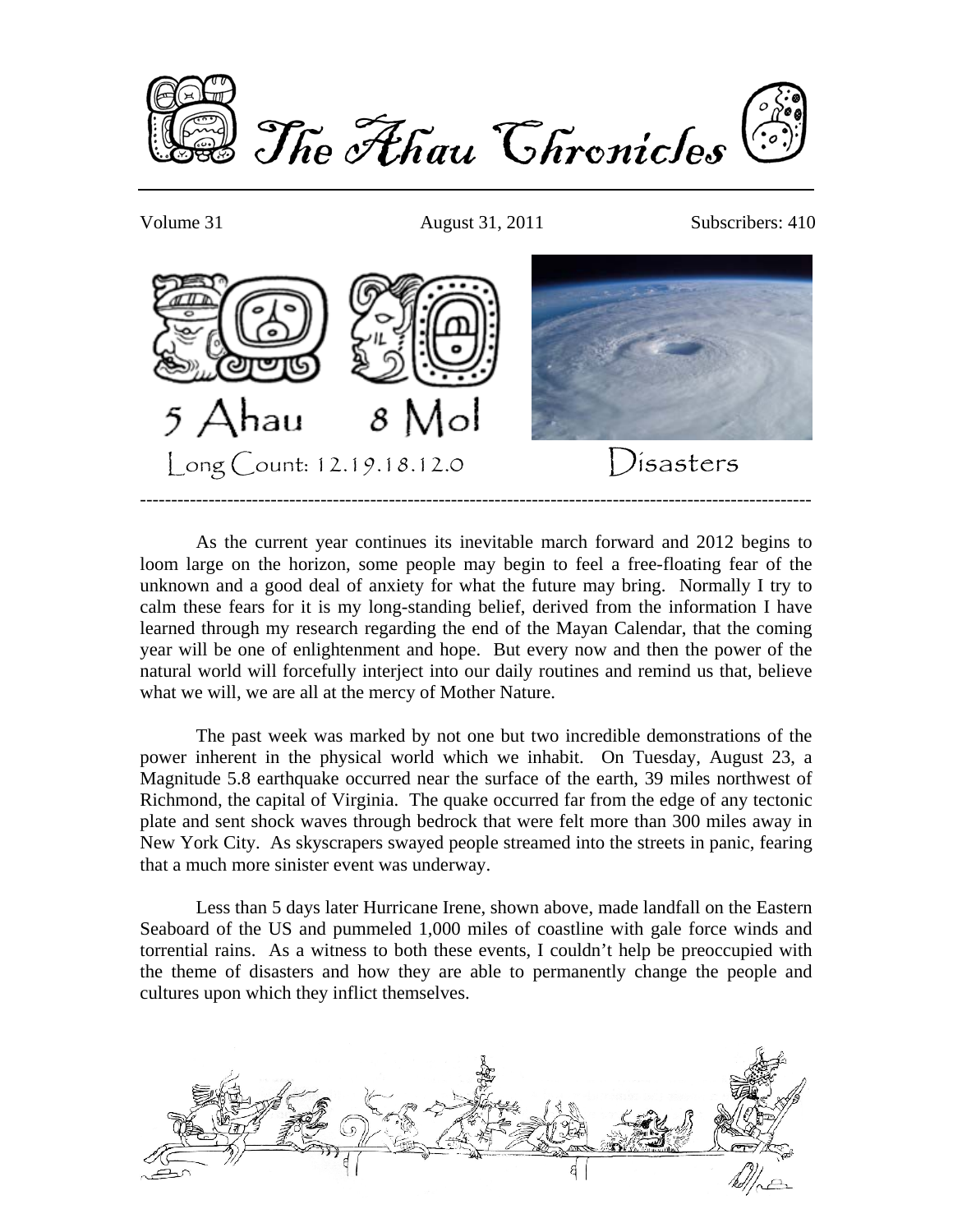# The Ahau Chronicles

Volume 31 | August 31, 2011 | Subscribers: 410

5 Ahau 8 Mol

Long Count: 12.19.18.12.0

Disasters

---

As the current year continues its inevitable march forward and 2012 begins to loom large on the horizon, some people may begin to feel a free-floating fear of the unknown and a good deal of anxiety for what the future may bring. Normally I try to calm these fears for it is my long-standing belief, derived from the information I have learned through my research regarding the end of the Mayan Calendar, that the coming year will be one of enlightenment and hope. But every now and then the power of the natural world will forcefully interject into our daily routines and remind us that, believe what we will, we are all at the mercy of Mother Nature.

The past week was marked by not one but two incredible demonstrations of the power inherent in the physical world which we inhabit. On Tuesday, August 23, a Magnitude 5.8 earthquake occurred near the surface of the earth, 39 miles northwest of Richmond, the capital of Virginia. The quake occurred far from the edge of any tectonic plate and sent shock waves through bedrock that were felt more than 300 miles away in New York City. As skyscrapers swayed people streamed into the streets in panic, fearing that a much more sinister event was underway.

Less than 5 days later Hurricane Irene, shown above, made landfall on the Eastern Seaboard of the US and pummeled 1,000 miles of coastline with gale force winds and torrential rains. As a witness to both these events, I couldn't help be preoccupied with the theme of disasters and how they are able to permanently change the people and cultures upon which they inflict themselves.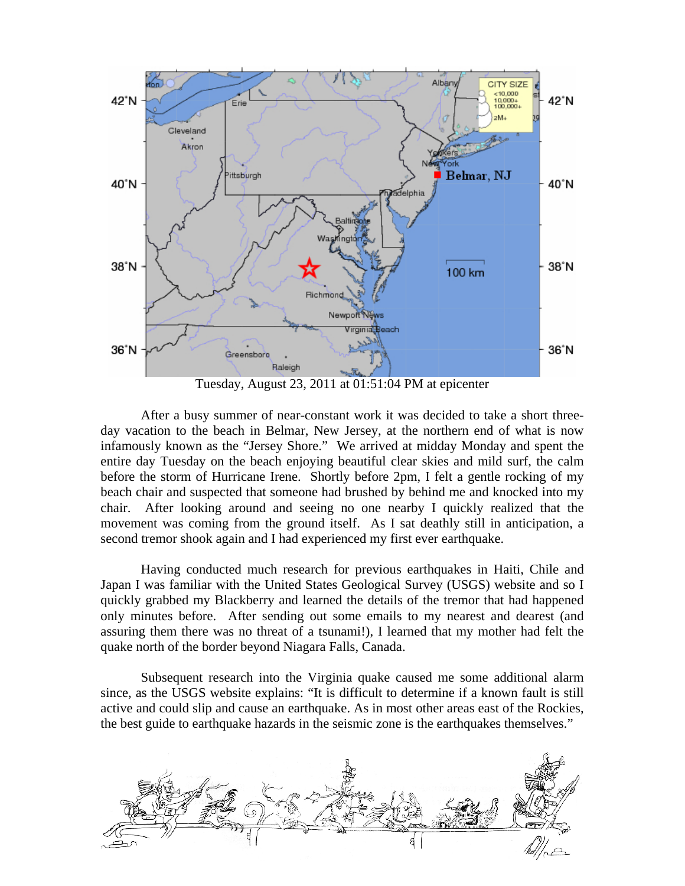Tuesday, August 23, 2011 at 01:51:04 PM at epicenter

After a busy summer of near-constant work it was decided to take a short three-day vacation to the beach in Belmar, New Jersey, at the northern end of what is now infamously known as the "Jersey Shore." We arrived at midday Monday and spent the entire day Tuesday on the beach enjoying beautiful clear skies and mild surf, the calm before the storm of Hurricane Irene. Shortly before 2pm, I felt a gentle rocking of my beach chair and suspected that someone had brushed by behind me and knocked into my chair. After looking around and seeing no one nearby I quickly realized that the movement was coming from the ground itself. As I sat deathly still in anticipation, a second tremor shook again and I had experienced my first ever earthquake.

Having conducted much research for previous earthquakes in Haiti, Chile and Japan I was familiar with the United States Geological Survey (USGS) website and so I quickly grabbed my Blackberry and learned the details of the tremor that had happened only minutes before. After sending out some emails to my nearest and dearest (and assuring them there was no threat of a tsunami!), I learned that my mother had felt the quake north of the border beyond Niagara Falls, Canada.

Subsequent research into the Virginia quake caused me some additional alarm since, as the USGS website explains: "It is difficult to determine if a known fault is still active and could slip and cause an earthquake. As in most other areas east of the Rockies, the best guide to earthquake hazards in the seismic zone is the earthquakes themselves."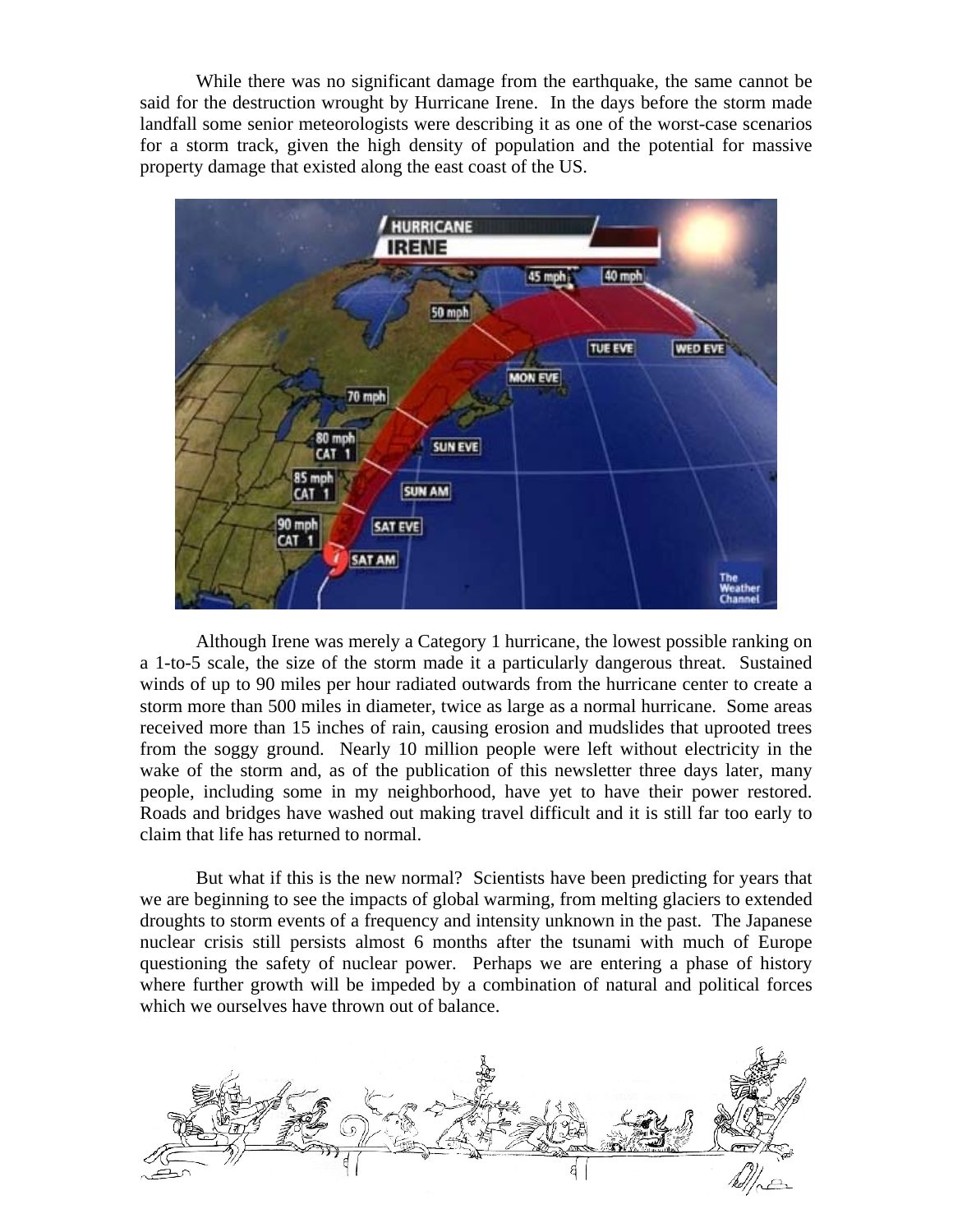While there was no significant damage from the earthquake, the same cannot be said for the destruction wrought by Hurricane Irene. In the days before the storm made landfall some senior meteorologists were describing it as one of the worst-case scenarios for a storm track, given the high density of population and the potential for massive property damage that existed along the east coast of the US.

Although Irene was merely a Category 1 hurricane, the lowest possible ranking on a 1-to-5 scale, the size of the storm made it a particularly dangerous threat. Sustained winds of up to 90 miles per hour radiated outwards from the hurricane center to create a storm more than 500 miles in diameter, twice as large as a normal hurricane. Some areas received more than 15 inches of rain, causing erosion and mudslides that uprooted trees from the soggy ground. Nearly 10 million people were left without electricity in the wake of the storm and, as of the publication of this newsletter three days later, many people, including some in my neighborhood, have yet to have their power restored. Roads and bridges have washed out making travel difficult and it is still far too early to claim that life has returned to normal.

But what if this is the new normal? Scientists have been predicting for years that we are beginning to see the impacts of global warming, from melting glaciers to extended droughts to storm events of a frequency and intensity unknown in the past. The Japanese nuclear crisis still persists almost 6 months after the tsunami with much of Europe questioning the safety of nuclear power. Perhaps we are entering a phase of history where further growth will be impeded by a combination of natural and political forces which we ourselves have thrown out of balance.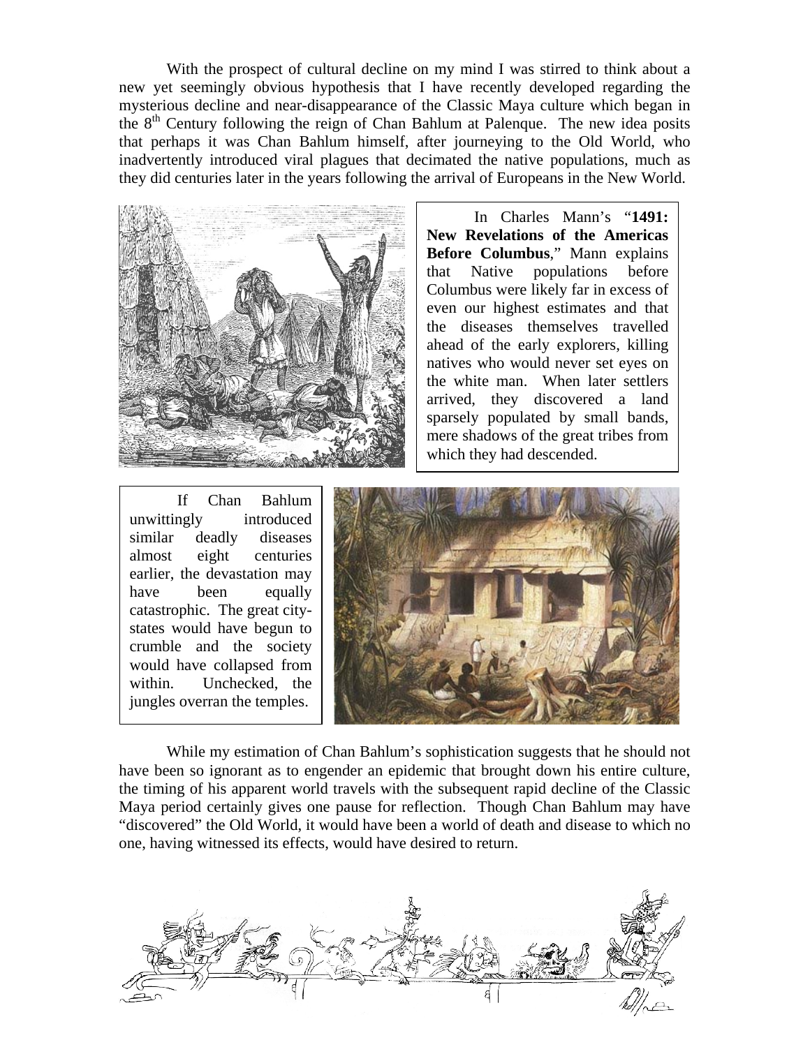With the prospect of cultural decline on my mind I was stirred to think about a new yet seemingly obvious hypothesis that I have recently developed regarding the mysterious decline and near-disappearance of the Classic Maya culture which began in the 8th Century following the reign of Chan Bahlum at Palenque. The new idea posits that perhaps it was Chan Bahlum himself, after journeying to the Old World, who inadvertently introduced viral plagues that decimated the native populations, much as they did centuries later in the years following the arrival of Europeans in the New World.

In Charles Mann's "**1491: New Revelations of the Americas Before Columbus**," Mann explains that Native populations before Columbus were likely far in excess of even our highest estimates and that the diseases themselves travelled ahead of the early explorers, killing natives who would never set eyes on the white man. When later settlers arrived, they discovered a land sparsely populated by small bands, mere shadows of the great tribes from which they had descended.

If Chan Bahlum unwittingly introduced similar deadly diseases almost eight centuries earlier, the devastation may have been equally catastrophic. The great city-states would have begun to crumble and the society would have collapsed from within. Unchecked, the jungles overran the temples.

While my estimation of Chan Bahlum's sophistication suggests that he should not have been so ignorant as to engender an epidemic that brought down his entire culture, the timing of his apparent world travels with the subsequent rapid decline of the Classic Maya period certainly gives one pause for reflection. Though Chan Bahlum may have "discovered" the Old World, it would have been a world of death and disease to which no one, having witnessed its effects, would have desired to return.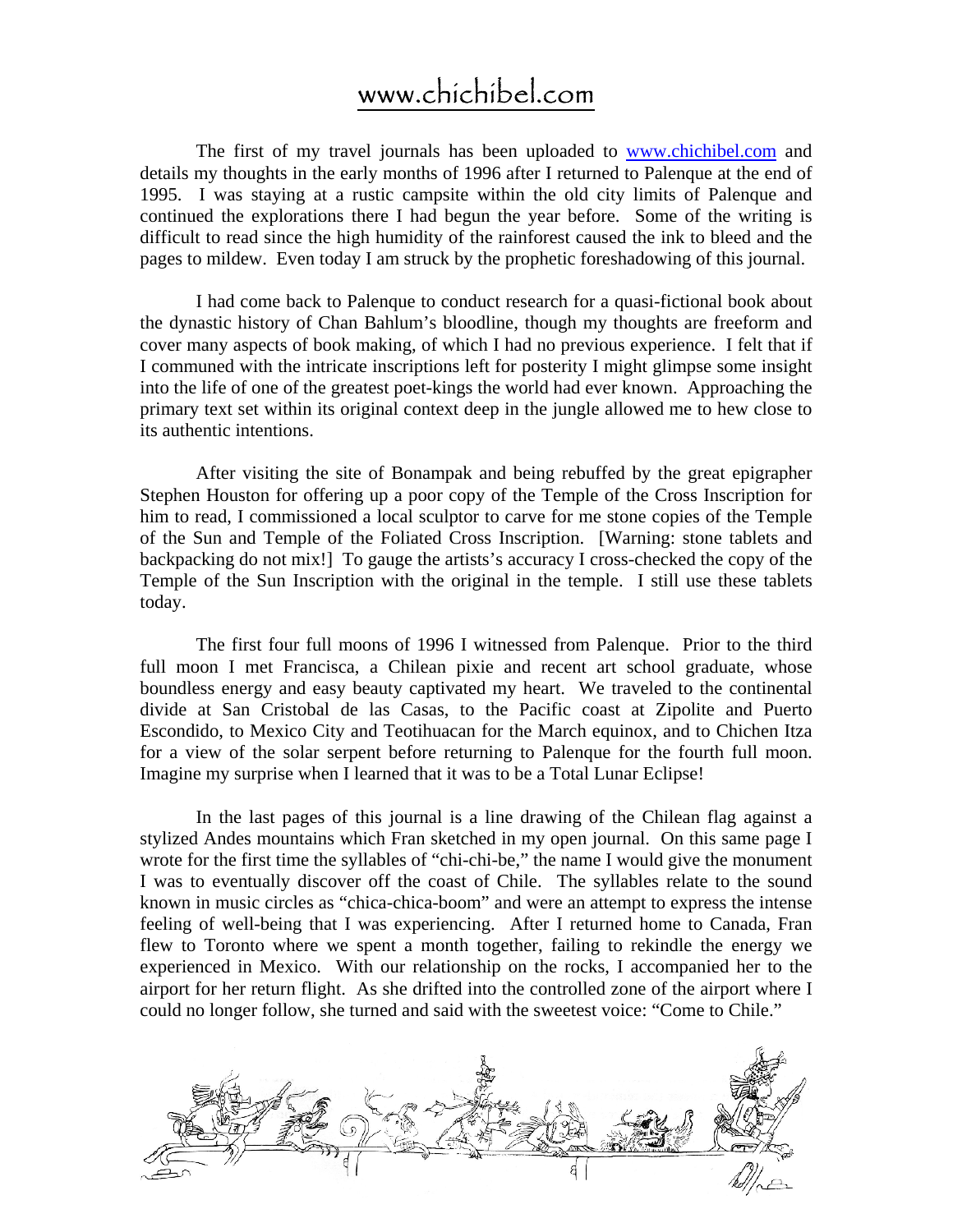# www.chichibel.com

The first of my travel journals has been uploaded to www.chichibel.com and details my thoughts in the early months of 1996 after I returned to Palenque at the end of 1995. I was staying at a rustic campsite within the old city limits of Palenque and continued the explorations there I had begun the year before. Some of the writing is difficult to read since the high humidity of the rainforest caused the ink to bleed and the pages to mildew. Even today I am struck by the prophetic foreshadowing of this journal.

I had come back to Palenque to conduct research for a quasi-fictional book about the dynastic history of Chan Bahlum's bloodline, though my thoughts are freeform and cover many aspects of book making, of which I had no previous experience. I felt that if I communed with the intricate inscriptions left for posterity I might glimpse some insight into the life of one of the greatest poet-kings the world had ever known. Approaching the primary text set within its original context deep in the jungle allowed me to hew close to its authentic intentions.

After visiting the site of Bonampak and being rebuffed by the great epigrapher Stephen Houston for offering up a poor copy of the Temple of the Cross Inscription for him to read, I commissioned a local sculptor to carve for me stone copies of the Temple of the Sun and Temple of the Foliated Cross Inscription. [Warning: stone tablets and backpacking do not mix!] To gauge the artists's accuracy I cross-checked the copy of the Temple of the Sun Inscription with the original in the temple. I still use these tablets today.

The first four full moons of 1996 I witnessed from Palenque. Prior to the third full moon I met Francisca, a Chilean pixie and recent art school graduate, whose boundless energy and easy beauty captivated my heart. We traveled to the continental divide at San Cristobal de las Casas, to the Pacific coast at Zipolite and Puerto Escondido, to Mexico City and Teotihuacan for the March equinox, and to Chichen Itza for a view of the solar serpent before returning to Palenque for the fourth full moon. Imagine my surprise when I learned that it was to be a Total Lunar Eclipse!

In the last pages of this journal is a line drawing of the Chilean flag against a stylized Andes mountains which Fran sketched in my open journal. On this same page I wrote for the first time the syllables of "chi-chi-be," the name I would give the monument I was to eventually discover off the coast of Chile. The syllables relate to the sound known in music circles as "chica-chica-boom" and were an attempt to express the intense feeling of well-being that I was experiencing. After I returned home to Canada, Fran flew to Toronto where we spent a month together, failing to rekindle the energy we experienced in Mexico. With our relationship on the rocks, I accompanied her to the airport for her return flight. As she drifted into the controlled zone of the airport where I could no longer follow, she turned and said with the sweetest voice: "Come to Chile."